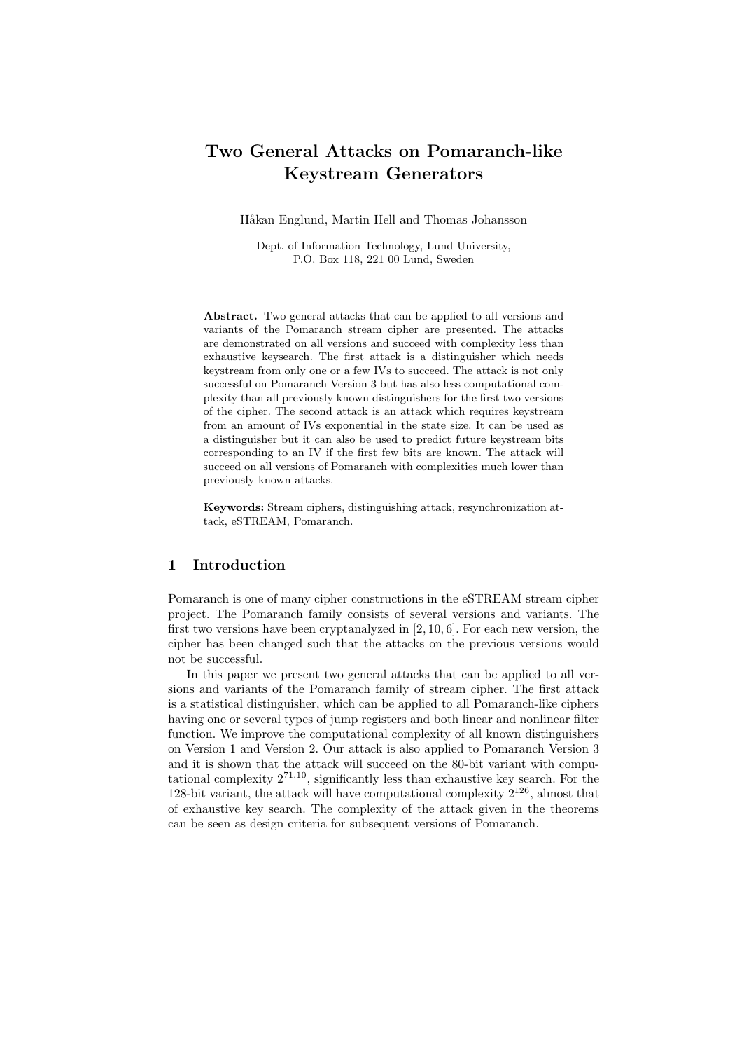# Two General Attacks on Pomaranch-like Keystream Generators

Håkan Englund, Martin Hell and Thomas Johansson

Dept. of Information Technology, Lund University,
P.O. Box 118, 221 00 Lund, Sweden

**Abstract.** Two general attacks that can be applied to all versions and variants of the Pomaranch stream cipher are presented. The attacks are demonstrated on all versions and succeed with complexity less than exhaustive keysearch. The first attack is a distinguisher which needs keystream from only one or a few IVs to succeed. The attack is not only successful on Pomaranch Version 3 but has also less computational complexity than all previously known distinguishers for the first two versions of the cipher. The second attack is an attack which requires keystream from an amount of IVs exponential in the state size. It can be used as a distinguisher but it can also be used to predict future keystream bits corresponding to an IV if the first few bits are known. The attack will succeed on all versions of Pomaranch with complexities much lower than previously known attacks.

**Keywords:** Stream ciphers, distinguishing attack, resynchronization attack, eSTREAM, Pomaranch.

## 1 Introduction

Pomaranch is one of many cipher constructions in the eSTREAM stream cipher project. The Pomaranch family consists of several versions and variants. The first two versions have been cryptanalyzed in [2, 10, 6]. For each new version, the cipher has been changed such that the attacks on the previous versions would not be successful.

In this paper we present two general attacks that can be applied to all versions and variants of the Pomaranch family of stream cipher. The first attack is a statistical distinguisher, which can be applied to all Pomaranch-like ciphers having one or several types of jump registers and both linear and nonlinear filter function. We improve the computational complexity of all known distinguishers on Version 1 and Version 2. Our attack is also applied to Pomaranch Version 3 and it is shown that the attack will succeed on the 80-bit variant with computational complexity $2^{71.10}$, significantly less than exhaustive key search. For the 128-bit variant, the attack will have computational complexity $2^{126}$, almost that of exhaustive key search. The complexity of the attack given in the theorems can be seen as design criteria for subsequent versions of Pomaranch.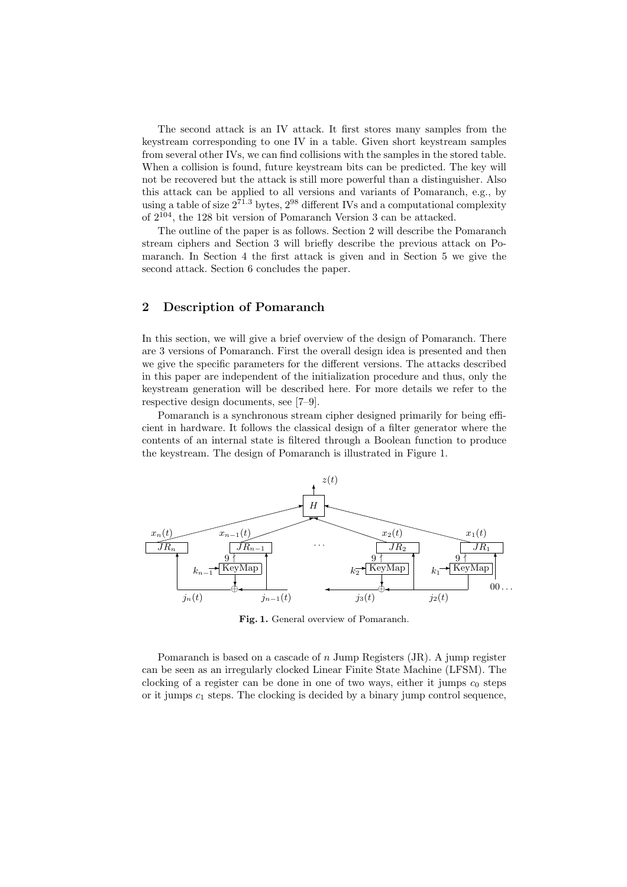The second attack is an IV attack. It first stores many samples from the keystream corresponding to one IV in a table. Given short keystream samples from several other IVs, we can find collisions with the samples in the stored table. When a collision is found, future keystream bits can be predicted. The key will not be recovered but the attack is still more powerful than a distinguisher. Also this attack can be applied to all versions and variants of Pomaranch, e.g., by using a table of size $2^{71.3}$ bytes, $2^{98}$ different IVs and a computational complexity of $2^{104}$, the 128 bit version of Pomaranch Version 3 can be attacked.

The outline of the paper is as follows. Section 2 will describe the Pomaranch stream ciphers and Section 3 will briefly describe the previous attack on Pomaranch. In Section 4 the first attack is given and in Section 5 we give the second attack. Section 6 concludes the paper.

## 2 Description of Pomaranch

In this section, we will give a brief overview of the design of Pomaranch. There are 3 versions of Pomaranch. First the overall design idea is presented and then we give the specific parameters for the different versions. The attacks described in this paper are independent of the initialization procedure and thus, only the keystream generation will be described here. For more details we refer to the respective design documents, see [7–9].

Pomaranch is a synchronous stream cipher designed primarily for being efficient in hardware. It follows the classical design of a filter generator where the contents of an internal state is filtered through a Boolean function to produce the keystream. The design of Pomaranch is illustrated in Figure 1.

**Fig. 1.** General overview of Pomaranch.

Pomaranch is based on a cascade of $n$ Jump Registers (JR). A jump register can be seen as an irregularly clocked Linear Finite State Machine (LFSM). The clocking of a register can be done in one of two ways, either it jumps $c_0$ steps or it jumps $c_1$ steps. The clocking is decided by a binary jump control sequence,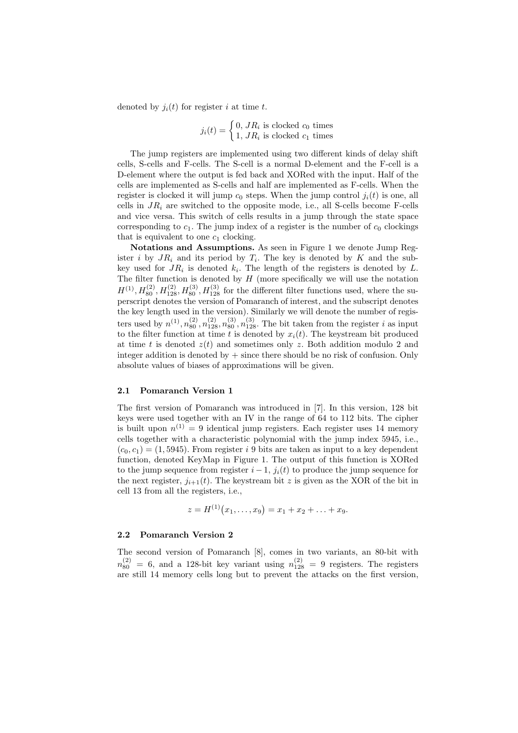denoted by $j_i(t)$ for register $i$ at time $t$.

$$j_i(t) = \begin{cases} 0, & JR_i \text{ is clocked } c_0 \text{ times} \\ 1, & JR_i \text{ is clocked } c_1 \text{ times} \end{cases}$$

The jump registers are implemented using two different kinds of delay shift cells, S-cells and F-cells. The S-cell is a normal D-element and the F-cell is a D-element where the output is fed back and XORed with the input. Half of the cells are implemented as S-cells and half are implemented as F-cells. When the register is clocked it will jump $c_0$ steps. When the jump control $j_i(t)$ is one, all cells in $JR_i$ are switched to the opposite mode, i.e., all S-cells become F-cells and vice versa. This switch of cells results in a jump through the state space corresponding to $c_1$. The jump index of a register is the number of $c_0$ clockings that is equivalent to one $c_1$ clocking.

**Notations and Assumptions.** As seen in Figure 1 we denote Jump Register $i$ by $JR_i$ and its period by $T_i$. The key is denoted by $K$ and the subkey used for $JR_i$ is denoted $k_i$. The length of the registers is denoted by $L$. The filter function is denoted by $H$ (more specifically we will use the notation $H^{(1)}, H^{(2)}_{80}, H^{(2)}_{128}, H^{(3)}_{80}, H^{(3)}_{128}$ for the different filter functions used, where the superscript denotes the version of Pomaranch of interest, and the subscript denotes the key length used in the version). Similarly we will denote the number of registers used by $n^{(1)}, n^{(2)}_{80}, n^{(2)}_{128}, n^{(3)}_{80}, n^{(3)}_{128}$. The bit taken from the register $i$ as input to the filter function at time $t$ is denoted by $x_i(t)$. The keystream bit produced at time $t$ is denoted $z(t)$ and sometimes only $z$. Both addition modulo 2 and integer addition is denoted by $+$ since there should be no risk of confusion. Only absolute values of biases of approximations will be given.

### 2.1 Pomaranch Version 1

The first version of Pomaranch was introduced in [7]. In this version, 128 bit keys were used together with an IV in the range of 64 to 112 bits. The cipher is built upon $n^{(1)} = 9$ identical jump registers. Each register uses 14 memory cells together with a characteristic polynomial with the jump index 5945, i.e., $(c_0, c_1) = (1, 5945)$. From register $i$ 9 bits are taken as input to a key dependent function, denoted KeyMap in Figure 1. The output of this function is XORed to the jump sequence from register $i-1$, $j_i(t)$ to produce the jump sequence for the next register, $j_{i+1}(t)$. The keystream bit $z$ is given as the XOR of the bit in cell 13 from all the registers, i.e.,

$$z = H^{(1)}(x_1, \ldots, x_9) = x_1 + x_2 + \ldots + x_9.$$

### 2.2 Pomaranch Version 2

The second version of Pomaranch [8], comes in two variants, an 80-bit with $n^{(2)}_{80} = 6$, and a 128-bit key variant using $n^{(2)}_{128} = 9$ registers. The registers are still 14 memory cells long but to prevent the attacks on the first version,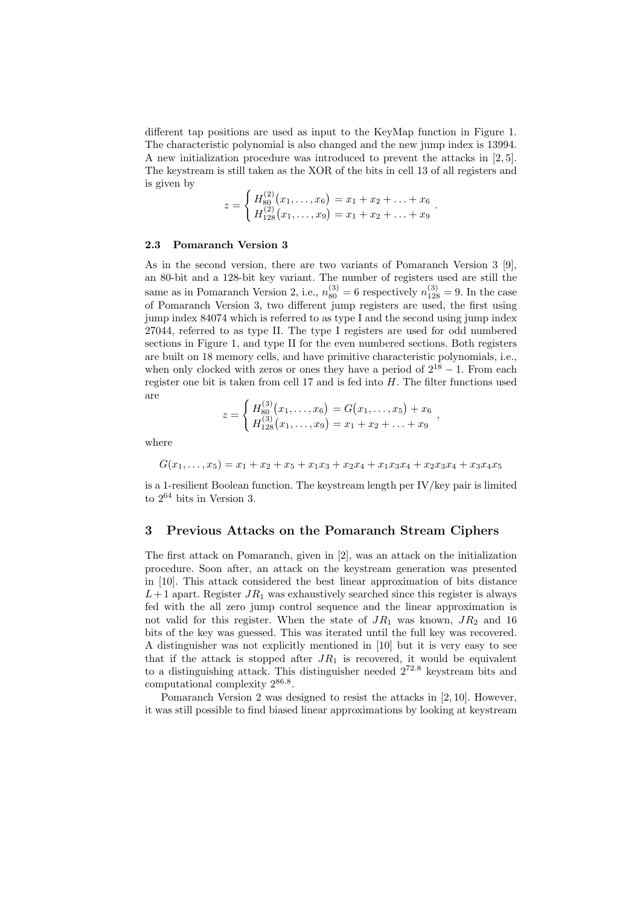different tap positions are used as input to the KeyMap function in Figure 1. The characteristic polynomial is also changed and the new jump index is 13994. A new initialization procedure was introduced to prevent the attacks in [2, 5]. The keystream is still taken as the XOR of the bits in cell 13 of all registers and is given by

$$z = \begin{cases} H_{80}^{(2)}(x_1, \ldots, x_6) = x_1 + x_2 + \ldots + x_6 \\ H_{128}^{(2)}(x_1, \ldots, x_9) = x_1 + x_2 + \ldots + x_9 \end{cases}.$$

### 2.3 Pomaranch Version 3

As in the second version, there are two variants of Pomaranch Version 3 [9], an 80-bit and a 128-bit key variant. The number of registers used are still the same as in Pomaranch Version 2, i.e., $n_{80}^{(3)} = 6$ respectively $n_{128}^{(3)} = 9$. In the case of Pomaranch Version 3, two different jump registers are used, the first using jump index 84074 which is referred to as type I and the second using jump index 27044, referred to as type II. The type I registers are used for odd numbered sections in Figure 1, and type II for the even numbered sections. Both registers are built on 18 memory cells, and have primitive characteristic polynomials, i.e., when only clocked with zeros or ones they have a period of $2^{18} - 1$. From each register one bit is taken from cell 17 and is fed into $H$. The filter functions used are

$$z = \begin{cases} H_{80}^{(3)}(x_1, \ldots, x_6) = G(x_1, \ldots, x_5) + x_6 \\ H_{128}^{(3)}(x_1, \ldots, x_9) = x_1 + x_2 + \ldots + x_9 \end{cases},$$

where

$$G(x_1, \ldots, x_5) = x_1 + x_2 + x_5 + x_1x_3 + x_2x_4 + x_1x_3x_4 + x_2x_3x_4 + x_3x_4x_5$$

is a 1-resilient Boolean function. The keystream length per IV/key pair is limited to $2^{64}$ bits in Version 3.

## 3 Previous Attacks on the Pomaranch Stream Ciphers

The first attack on Pomaranch, given in [2], was an attack on the initialization procedure. Soon after, an attack on the keystream generation was presented in [10]. This attack considered the best linear approximation of bits distance $L+1$ apart. Register $JR_1$ was exhaustively searched since this register is always fed with the all zero jump control sequence and the linear approximation is not valid for this register. When the state of $JR_1$ was known, $JR_2$ and 16 bits of the key was guessed. This was iterated until the full key was recovered. A distinguisher was not explicitly mentioned in [10] but it is very easy to see that if the attack is stopped after $JR_1$ is recovered, it would be equivalent to a distinguishing attack. This distinguisher needed $2^{72.8}$ keystream bits and computational complexity $2^{86.8}$.

Pomaranch Version 2 was designed to resist the attacks in [2, 10]. However, it was still possible to find biased linear approximations by looking at keystream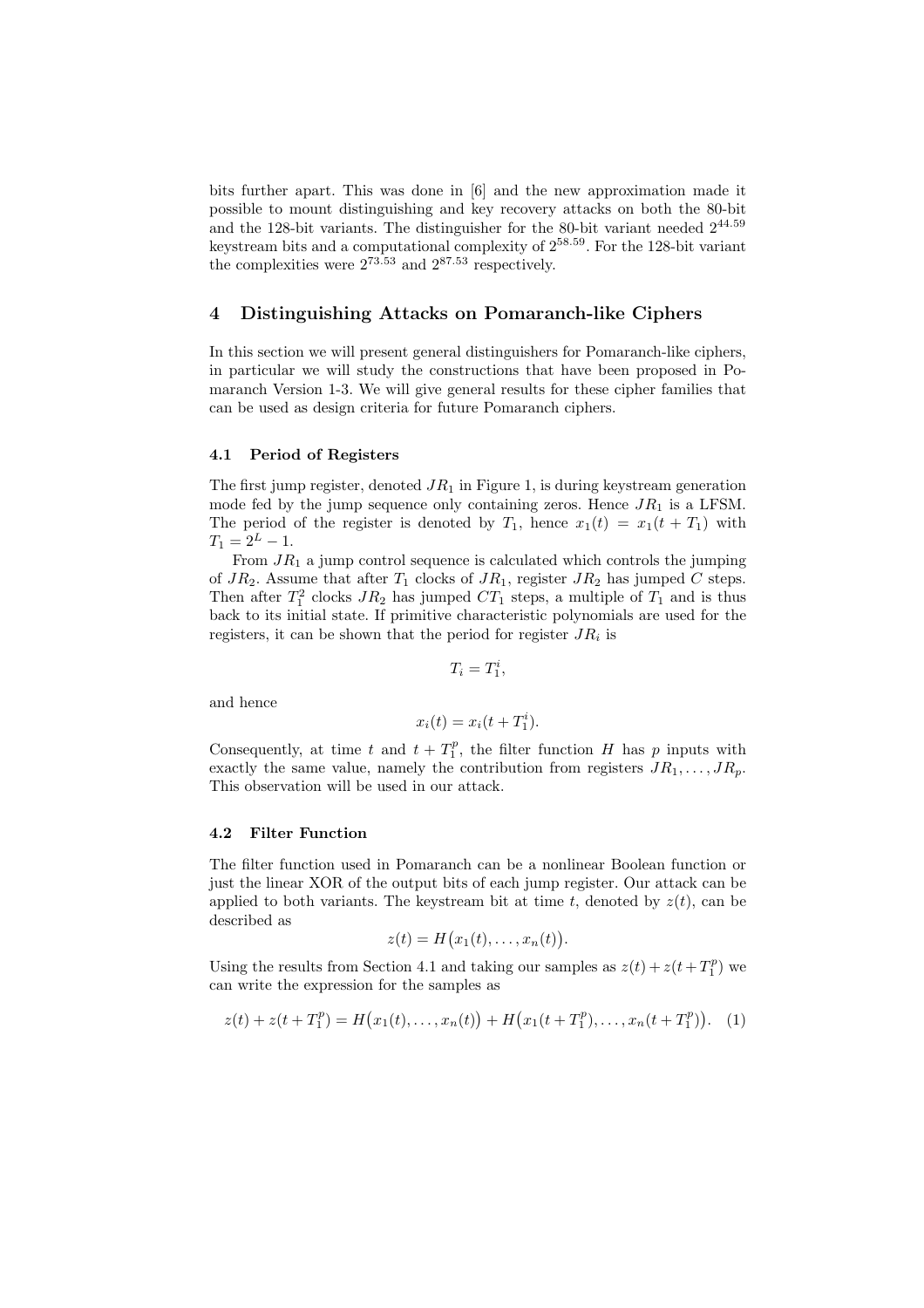bits further apart. This was done in [6] and the new approximation made it possible to mount distinguishing and key recovery attacks on both the 80-bit and the 128-bit variants. The distinguisher for the 80-bit variant needed $2^{44.59}$ keystream bits and a computational complexity of $2^{58.59}$. For the 128-bit variant the complexities were $2^{73.53}$ and $2^{87.53}$ respectively.

## 4 Distinguishing Attacks on Pomaranch-like Ciphers

In this section we will present general distinguishers for Pomaranch-like ciphers, in particular we will study the constructions that have been proposed in Pomaranch Version 1-3. We will give general results for these cipher families that can be used as design criteria for future Pomaranch ciphers.

### 4.1 Period of Registers

The first jump register, denoted $JR_1$ in Figure 1, is during keystream generation mode fed by the jump sequence only containing zeros. Hence $JR_1$ is a LFSM. The period of the register is denoted by $T_1$, hence $x_1(t) = x_1(t + T_1)$ with $T_1 = 2^L - 1$.

From $JR_1$ a jump control sequence is calculated which controls the jumping of $JR_2$. Assume that after $T_1$ clocks of $JR_1$, register $JR_2$ has jumped $C$ steps. Then after $T_1^2$ clocks $JR_2$ has jumped $CT_1$ steps, a multiple of $T_1$ and is thus back to its initial state. If primitive characteristic polynomials are used for the registers, it can be shown that the period for register $JR_i$ is

$$T_i = T_1^i,$$

and hence

$$x_i(t) = x_i(t + T_1^i).$$

Consequently, at time $t$ and $t + T_1^p$, the filter function $H$ has $p$ inputs with exactly the same value, namely the contribution from registers $JR_1, \ldots, JR_p$. This observation will be used in our attack.

### 4.2 Filter Function

The filter function used in Pomaranch can be a nonlinear Boolean function or just the linear XOR of the output bits of each jump register. Our attack can be applied to both variants. The keystream bit at time $t$, denoted by $z(t)$, can be described as

$$z(t) = H\big(x_1(t), \ldots, x_n(t)\big).$$

Using the results from Section 4.1 and taking our samples as $z(t) + z(t + T_1^p)$ we can write the expression for the samples as

$$z(t) + z(t + T_1^p) = H\big(x_1(t), \ldots, x_n(t)\big) + H\big(x_1(t + T_1^p), \ldots, x_n(t + T_1^p)\big). \quad (1)$$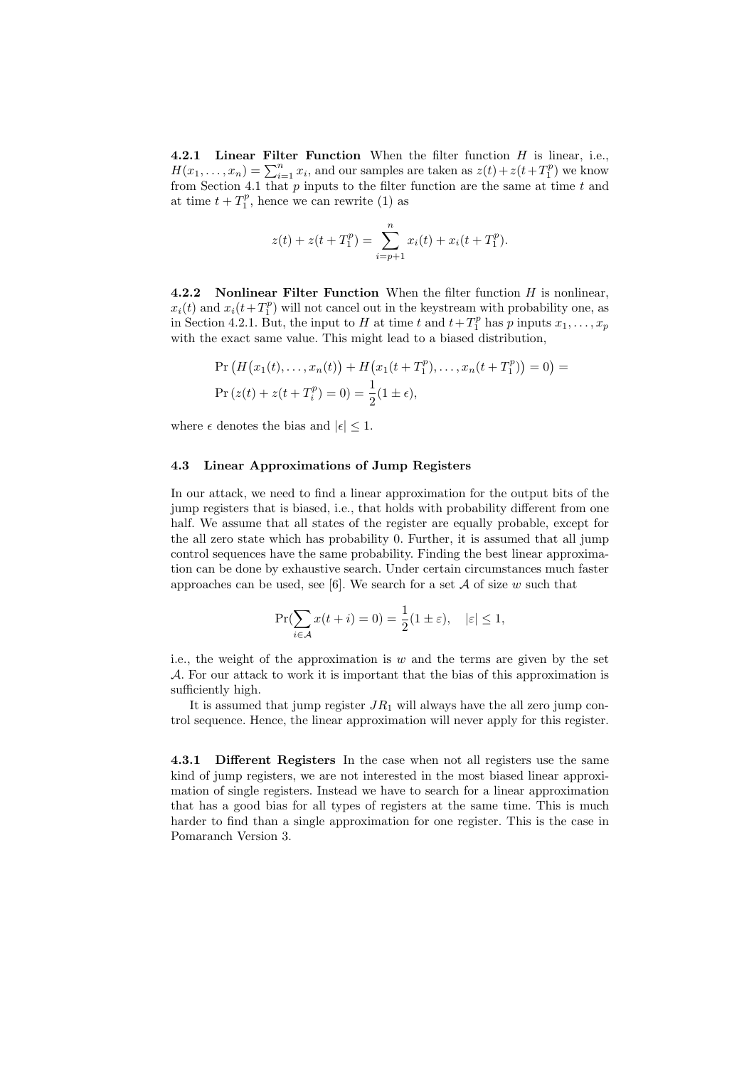#### 4.2.1 Linear Filter Function

When the filter function $H$ is linear, i.e., $H(x_1, \ldots, x_n) = \sum_{i=1}^{n} x_i$, and our samples are taken as $z(t) + z(t+T_1^p)$ we know from Section 4.1 that $p$ inputs to the filter function are the same at time $t$ and at time $t + T_1^p$, hence we can rewrite (1) as

$$z(t) + z(t+T_1^p) = \sum_{i=p+1}^{n} x_i(t) + x_i(t+T_1^p).$$

#### 4.2.2 Nonlinear Filter Function

When the filter function $H$ is nonlinear, $x_i(t)$ and $x_i(t+T_1^p)$ will not cancel out in the keystream with probability one, as in Section 4.2.1. But, the input to $H$ at time $t$ and $t+T_1^p$ has $p$ inputs $x_1, \ldots, x_p$ with the exact same value. This might lead to a biased distribution,

$$\Pr\left(H\big(x_1(t), \ldots, x_n(t)\big) + H\big(x_1(t+T_1^p), \ldots, x_n(t+T_1^p)\big) = 0\right) =$$
$$\Pr\left(z(t) + z(t+T_i^p) = 0\right) = \frac{1}{2}(1 \pm \epsilon),$$

where $\epsilon$ denotes the bias and $|\epsilon| \leq 1$.

### 4.3 Linear Approximations of Jump Registers

In our attack, we need to find a linear approximation for the output bits of the jump registers that is biased, i.e., that holds with probability different from one half. We assume that all states of the register are equally probable, except for the all zero state which has probability 0. Further, it is assumed that all jump control sequences have the same probability. Finding the best linear approximation can be done by exhaustive search. Under certain circumstances much faster approaches can be used, see [6]. We search for a set $\mathcal{A}$ of size $w$ such that

$$\Pr\Big(\sum_{i \in \mathcal{A}} x(t+i) = 0\Big) = \frac{1}{2}(1 \pm \varepsilon), \quad |\varepsilon| \leq 1,$$

i.e., the weight of the approximation is $w$ and the terms are given by the set $\mathcal{A}$. For our attack to work it is important that the bias of this approximation is sufficiently high.

It is assumed that jump register $JR_1$ will always have the all zero jump control sequence. Hence, the linear approximation will never apply for this register.

#### 4.3.1 Different Registers

In the case when not all registers use the same kind of jump registers, we are not interested in the most biased linear approximation of single registers. Instead we have to search for a linear approximation that has a good bias for all types of registers at the same time. This is much harder to find than a single approximation for one register. This is the case in Pomaranch Version 3.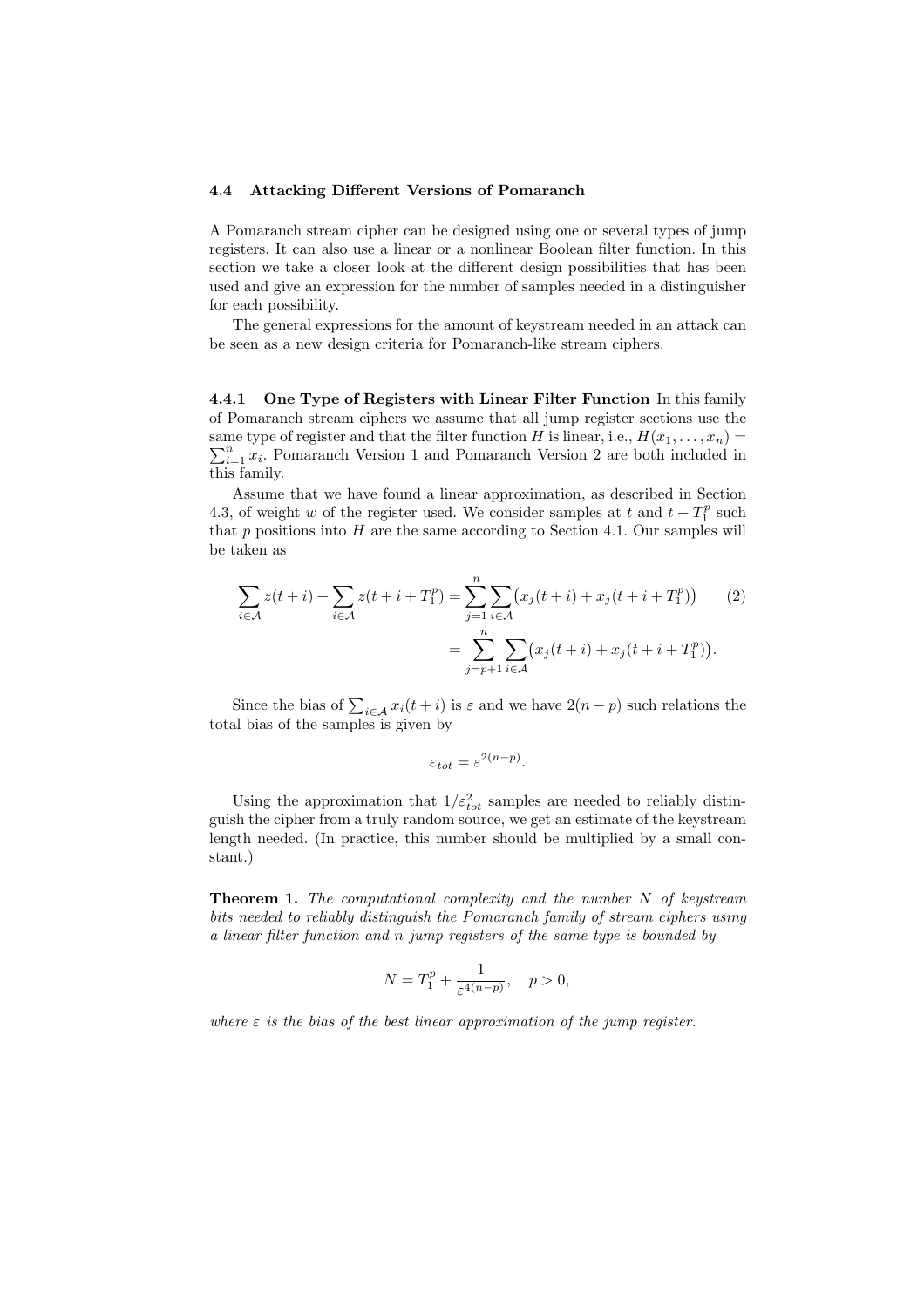### 4.4 Attacking Different Versions of Pomaranch

A Pomaranch stream cipher can be designed using one or several types of jump registers. It can also use a linear or a nonlinear Boolean filter function. In this section we take a closer look at the different design possibilities that has been used and give an expression for the number of samples needed in a distinguisher for each possibility.

The general expressions for the amount of keystream needed in an attack can be seen as a new design criteria for Pomaranch-like stream ciphers.

**4.4.1 One Type of Registers with Linear Filter Function** In this family of Pomaranch stream ciphers we assume that all jump register sections use the same type of register and that the filter function $H$ is linear, i.e., $H(x_1, \ldots, x_n) = \sum_{i=1}^{n} x_i$. Pomaranch Version 1 and Pomaranch Version 2 are both included in this family.

Assume that we have found a linear approximation, as described in Section 4.3, of weight $w$ of the register used. We consider samples at $t$ and $t + T_1^p$ such that $p$ positions into $H$ are the same according to Section 4.1. Our samples will be taken as

$$\begin{aligned}\sum_{i\in\mathcal{A}} z(t+i) + \sum_{i\in\mathcal{A}} z(t+i+T_1^p) &= \sum_{j=1}^{n}\sum_{i\in\mathcal{A}}\big(x_j(t+i) + x_j(t+i+T_1^p)\big) \\ &= \sum_{j=p+1}^{n}\sum_{i\in\mathcal{A}}\big(x_j(t+i) + x_j(t+i+T_1^p)\big).\end{aligned} \qquad (2)$$

Since the bias of $\sum_{i\in\mathcal{A}} x_i(t+i)$ is $\varepsilon$ and we have $2(n-p)$ such relations the total bias of the samples is given by

$$\varepsilon_{tot} = \varepsilon^{2(n-p)}.$$

Using the approximation that $1/\varepsilon_{tot}^2$ samples are needed to reliably distinguish the cipher from a truly random source, we get an estimate of the keystream length needed. (In practice, this number should be multiplied by a small constant.)

**Theorem 1.** *The computational complexity and the number $N$ of keystream bits needed to reliably distinguish the Pomaranch family of stream ciphers using a linear filter function and $n$ jump registers of the same type is bounded by*

$$N = T_1^p + \frac{1}{\varepsilon^{4(n-p)}}, \quad p > 0,$$

*where $\varepsilon$ is the bias of the best linear approximation of the jump register.*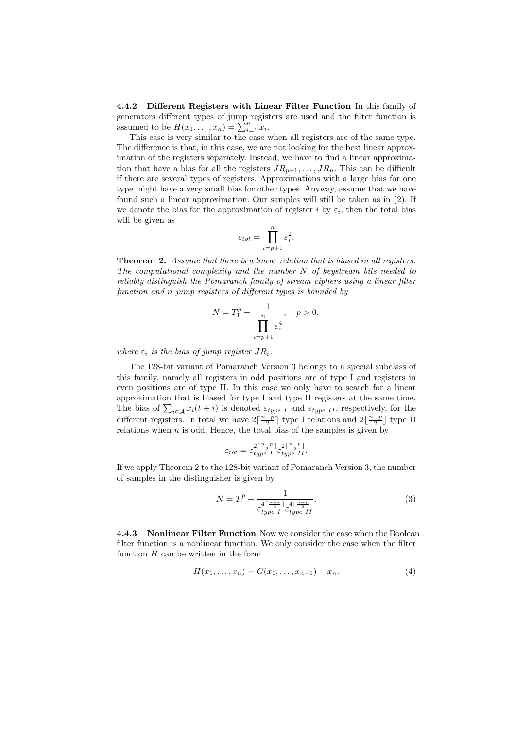#### 4.4.2 Different Registers with Linear Filter Function

In this family of generators different types of jump registers are used and the filter function is assumed to be $H(x_1, \ldots, x_n) = \sum_{i=1}^{n} x_i$.

This case is very similar to the case when all registers are of the same type. The difference is that, in this case, we are not looking for the best linear approximation of the registers separately. Instead, we have to find a linear approximation that have a bias for all the registers $JR_{p+1}, \ldots, JR_n$. This can be difficult if there are several types of registers. Approximations with a large bias for one type might have a very small bias for other types. Anyway, assume that we have found such a linear approximation. Our samples will still be taken as in (2). If we denote the bias for the approximation of register $i$ by $\varepsilon_i$, then the total bias will be given as

$$\varepsilon_{tot} = \prod_{i=p+1}^{n} \varepsilon_i^2.$$

**Theorem 2.** *Assume that there is a linear relation that is biased in all registers. The computational complexity and the number $N$ of keystream bits needed to reliably distinguish the Pomaranch family of stream ciphers using a linear filter function and $n$ jump registers of different types is bounded by*

$$N = T_1^p + \frac{1}{\prod_{i=p+1}^{n} \varepsilon_i^4}, \quad p > 0,$$

*where $\varepsilon_i$ is the bias of jump register $JR_i$.*

The 128-bit variant of Pomaranch Version 3 belongs to a special subclass of this family, namely all registers in odd positions are of type I and registers in even positions are of type II. In this case we only have to search for a linear approximation that is biased for type I and type II registers at the same time. The bias of $\sum_{i \in \mathcal{A}} x_i(t+i)$ is denoted $\varepsilon_{type\ I}$ and $\varepsilon_{type\ II}$, respectively, for the different registers. In total we have $2\lceil \frac{n-p}{2} \rceil$ type I relations and $2\lfloor \frac{n-p}{2} \rfloor$ type II relations when $n$ is odd. Hence, the total bias of the samples is given by

$$\varepsilon_{tot} = \varepsilon_{type\ I}^{2\lceil \frac{n-p}{2} \rceil} \varepsilon_{type\ II}^{2\lfloor \frac{n-p}{2} \rfloor}.$$

If we apply Theorem 2 to the 128-bit variant of Pomaranch Version 3, the number of samples in the distinguisher is given by

$$N = T_1^p + \frac{1}{\varepsilon_{type\ I}^{4\lceil \frac{n-p}{2} \rceil} \varepsilon_{type\ II}^{4\lfloor \frac{n-p}{2} \rfloor}}. \tag{3}$$

#### 4.4.3 Nonlinear Filter Function

Now we consider the case when the Boolean filter function is a nonlinear function. We only consider the case when the filter function $H$ can be written in the form

$$H(x_1, \ldots, x_n) = G(x_1, \ldots, x_{n-1}) + x_n. \tag{4}$$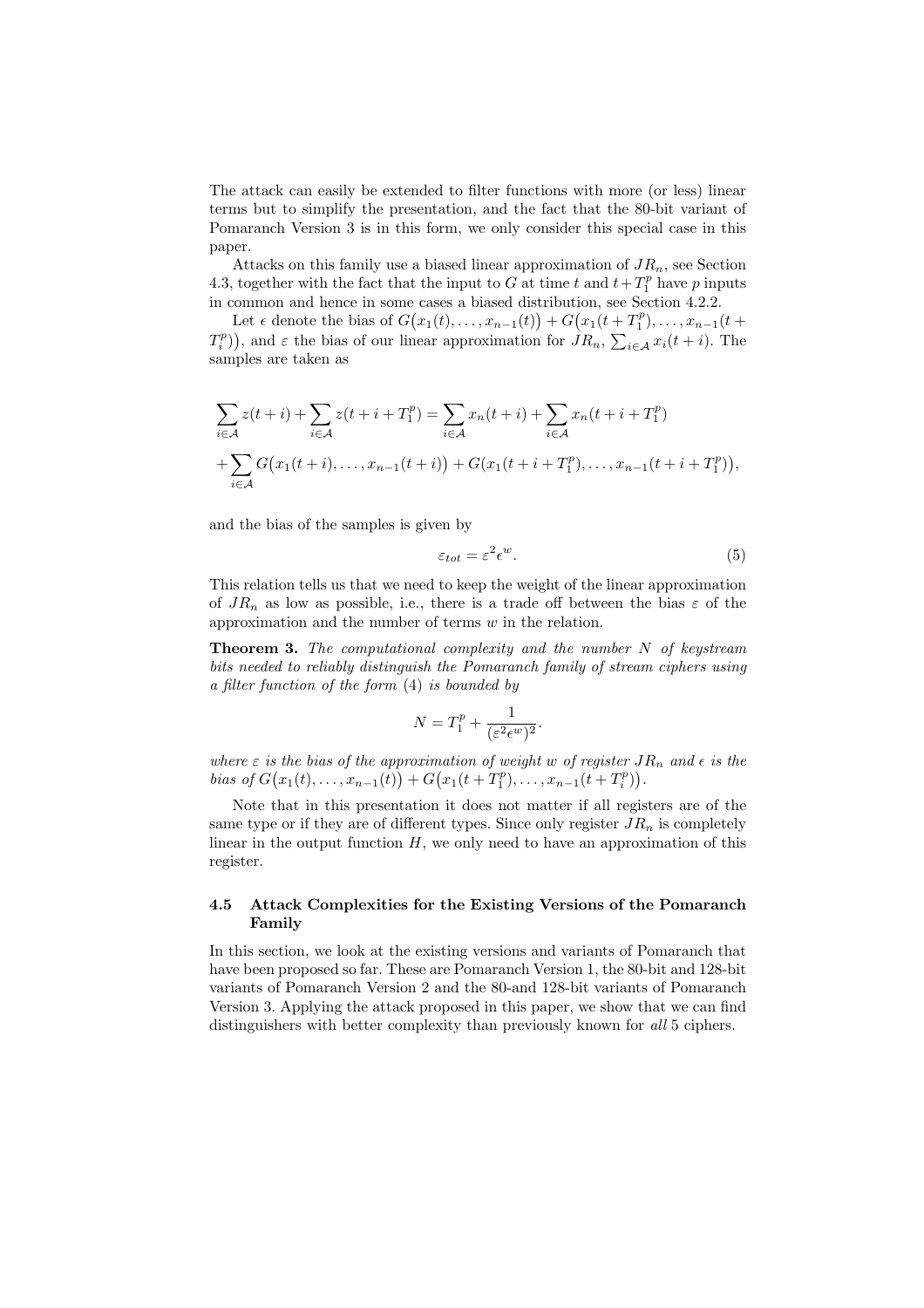The attack can easily be extended to filter functions with more (or less) linear terms but to simplify the presentation, and the fact that the 80-bit variant of Pomaranch Version 3 is in this form, we only consider this special case in this paper.

Attacks on this family use a biased linear approximation of $JR_n$, see Section 4.3, together with the fact that the input to $G$ at time $t$ and $t+T_1^p$ have $p$ inputs in common and hence in some cases a biased distribution, see Section 4.2.2.

Let $\epsilon$ denote the bias of $G\big(x_1(t),\ldots,x_{n-1}(t)\big)+G\big(x_1(t+T_1^p),\ldots,x_{n-1}(t+T_i^p)\big)$, and $\varepsilon$ the bias of our linear approximation for $JR_n$, $\sum_{i\in\mathcal{A}} x_i(t+i)$. The samples are taken as

$$
\begin{aligned}
&\sum_{i\in\mathcal{A}} z(t+i)+\sum_{i\in\mathcal{A}} z(t+i+T_1^p)=\sum_{i\in\mathcal{A}} x_n(t+i)+\sum_{i\in\mathcal{A}} x_n(t+i+T_1^p)\\
&+\sum_{i\in\mathcal{A}} G\big(x_1(t+i),\ldots,x_{n-1}(t+i)\big)+G(x_1(t+i+T_1^p),\ldots,x_{n-1}(t+i+T_1^p)\big),
\end{aligned}
$$

and the bias of the samples is given by

$$
\varepsilon_{tot}=\varepsilon^2\epsilon^w. \tag{5}
$$

This relation tells us that we need to keep the weight of the linear approximation of $JR_n$ as low as possible, i.e., there is a trade off between the bias $\varepsilon$ of the approximation and the number of terms $w$ in the relation.

**Theorem 3.** *The computational complexity and the number $N$ of keystream bits needed to reliably distinguish the Pomaranch family of stream ciphers using a filter function of the form* (4) *is bounded by*

$$
N=T_1^p+\frac{1}{(\varepsilon^2\epsilon^w)^2}.
$$

*where $\varepsilon$ is the bias of the approximation of weight $w$ of register $JR_n$ and $\epsilon$ is the bias of $G\big(x_1(t),\ldots,x_{n-1}(t)\big)+G\big(x_1(t+T_1^p),\ldots,x_{n-1}(t+T_i^p)\big)$.*

Note that in this presentation it does not matter if all registers are of the same type or if they are of different types. Since only register $JR_n$ is completely linear in the output function $H$, we only need to have an approximation of this register.

### 4.5 Attack Complexities for the Existing Versions of the Pomaranch Family

In this section, we look at the existing versions and variants of Pomaranch that have been proposed so far. These are Pomaranch Version 1, the 80-bit and 128-bit variants of Pomaranch Version 2 and the 80-and 128-bit variants of Pomaranch Version 3. Applying the attack proposed in this paper, we show that we can find distinguishers with better complexity than previously known for *all* 5 ciphers.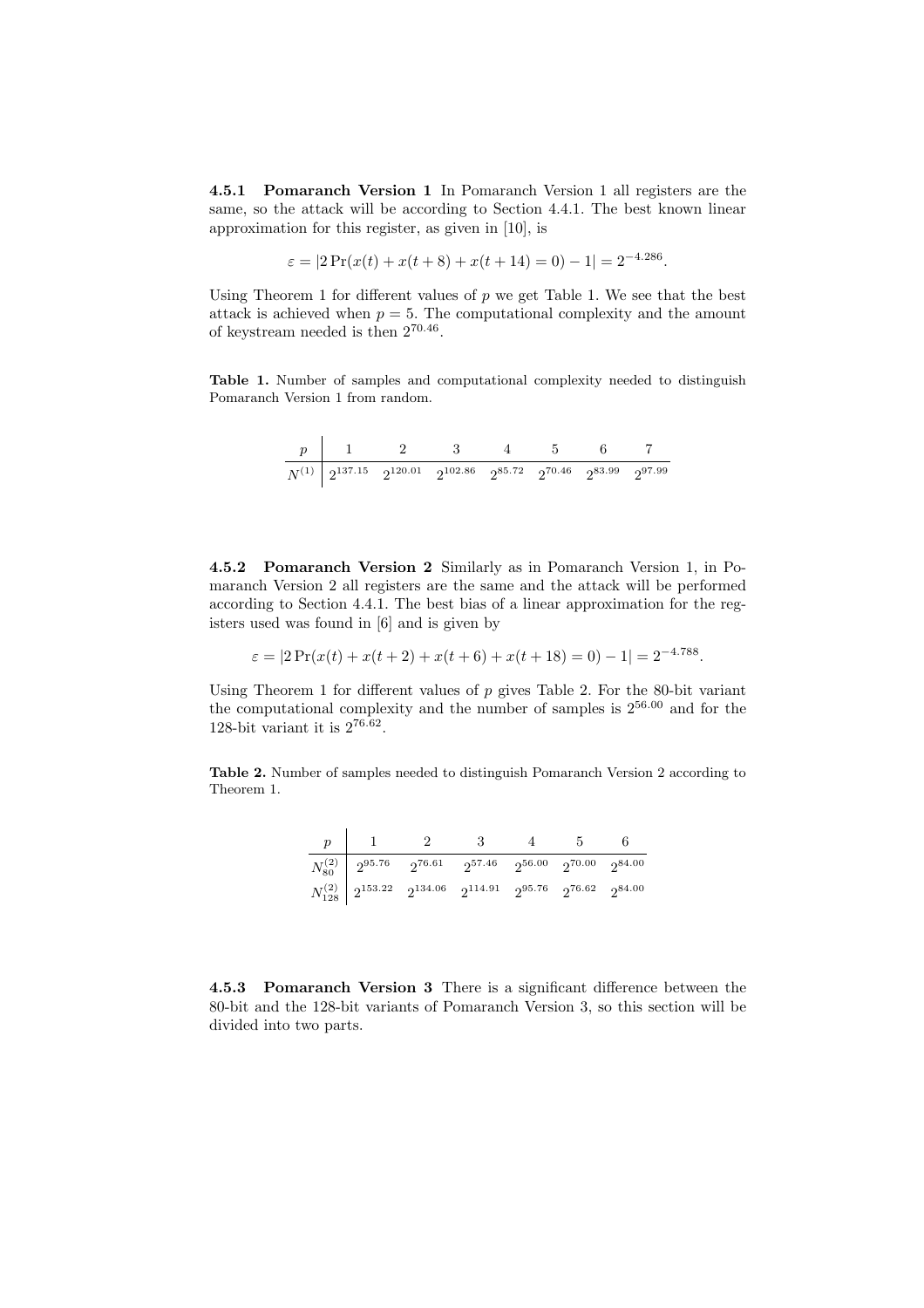#### 4.5.1 Pomaranch Version 1

In Pomaranch Version 1 all registers are the same, so the attack will be according to Section 4.4.1. The best known linear approximation for this register, as given in [10], is

$$\varepsilon = |2\Pr(x(t) + x(t+8) + x(t+14) = 0) - 1| = 2^{-4.286}.$$

Using Theorem 1 for different values of $p$ we get Table 1. We see that the best attack is achieved when $p = 5$. The computational complexity and the amount of keystream needed is then $2^{70.46}$.

**Table 1.** Number of samples and computational complexity needed to distinguish Pomaranch Version 1 from random.

| $p$ | 1 | 2 | 3 | 4 | 5 | 6 | 7 |
|---|---|---|---|---|---|---|---|
| $N^{(1)}$ | $2^{137.15}$ | $2^{120.01}$ | $2^{102.86}$ | $2^{85.72}$ | $2^{70.46}$ | $2^{83.99}$ | $2^{97.99}$ |

#### 4.5.2 Pomaranch Version 2

Similarly as in Pomaranch Version 1, in Pomaranch Version 2 all registers are the same and the attack will be performed according to Section 4.4.1. The best bias of a linear approximation for the registers used was found in [6] and is given by

$$\varepsilon = |2\Pr(x(t) + x(t+2) + x(t+6) + x(t+18) = 0) - 1| = 2^{-4.788}.$$

Using Theorem 1 for different values of $p$ gives Table 2. For the 80-bit variant the computational complexity and the number of samples is $2^{56.00}$ and for the 128-bit variant it is $2^{76.62}$.

**Table 2.** Number of samples needed to distinguish Pomaranch Version 2 according to Theorem 1.

| $p$ | 1 | 2 | 3 | 4 | 5 | 6 |
|---|---|---|---|---|---|---|
| $N_{80}^{(2)}$ | $2^{95.76}$ | $2^{76.61}$ | $2^{57.46}$ | $2^{56.00}$ | $2^{70.00}$ | $2^{84.00}$ |
| $N_{128}^{(2)}$ | $2^{153.22}$ | $2^{134.06}$ | $2^{114.91}$ | $2^{95.76}$ | $2^{76.62}$ | $2^{84.00}$ |

#### 4.5.3 Pomaranch Version 3

There is a significant difference between the 80-bit and the 128-bit variants of Pomaranch Version 3, so this section will be divided into two parts.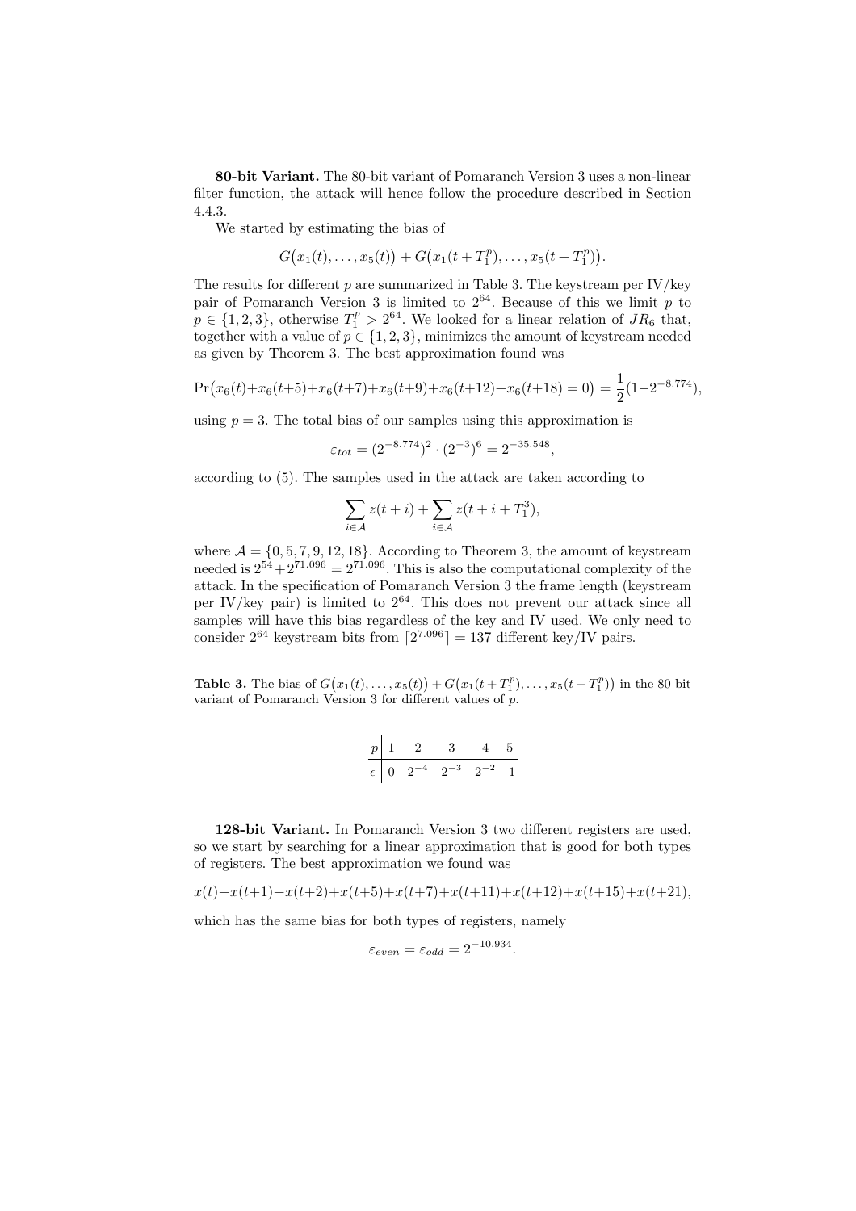**80-bit Variant.** The 80-bit variant of Pomaranch Version 3 uses a non-linear filter function, the attack will hence follow the procedure described in Section 4.4.3.

We started by estimating the bias of

$$G\big(x_1(t),\ldots,x_5(t)\big)+G\big(x_1(t+T_1^p),\ldots,x_5(t+T_1^p)\big).$$

The results for different $p$ are summarized in Table 3. The keystream per IV/key pair of Pomaranch Version 3 is limited to $2^{64}$. Because of this we limit $p$ to $p\in\{1,2,3\}$, otherwise $T_1^p > 2^{64}$. We looked for a linear relation of $JR_6$ that, together with a value of $p\in\{1,2,3\}$, minimizes the amount of keystream needed as given by Theorem 3. The best approximation found was

$$\Pr\big(x_6(t)+x_6(t+5)+x_6(t+7)+x_6(t+9)+x_6(t+12)+x_6(t+18)=0\big)=\frac{1}{2}(1-2^{-8.774}),$$

using $p=3$. The total bias of our samples using this approximation is

$$\varepsilon_{tot}=(2^{-8.774})^2\cdot(2^{-3})^6=2^{-35.548},$$

according to (5). The samples used in the attack are taken according to

$$\sum_{i\in\mathcal{A}} z(t+i)+\sum_{i\in\mathcal{A}} z(t+i+T_1^3),$$

where $\mathcal{A}=\{0,5,7,9,12,18\}$. According to Theorem 3, the amount of keystream needed is $2^{54}+2^{71.096}=2^{71.096}$. This is also the computational complexity of the attack. In the specification of Pomaranch Version 3 the frame length (keystream per IV/key pair) is limited to $2^{64}$. This does not prevent our attack since all samples will have this bias regardless of the key and IV used. We only need to consider $2^{64}$ keystream bits from $\lceil 2^{7.096}\rceil = 137$ different key/IV pairs.

**Table 3.** The bias of $G\big(x_1(t),\ldots,x_5(t)\big)+G\big(x_1(t+T_1^p),\ldots,x_5(t+T_1^p)\big)$ in the 80 bit variant of Pomaranch Version 3 for different values of $p$.

| $p$ | 1 | 2 | 3 | 4 | 5 |
|---|---|---|---|---|---|
| $\epsilon$ | 0 | $2^{-4}$ | $2^{-3}$ | $2^{-2}$ | 1 |

**128-bit Variant.** In Pomaranch Version 3 two different registers are used, so we start by searching for a linear approximation that is good for both types of registers. The best approximation we found was

$$x(t)+x(t+1)+x(t+2)+x(t+5)+x(t+7)+x(t+11)+x(t+12)+x(t+15)+x(t+21),$$

which has the same bias for both types of registers, namely

$$\varepsilon_{even}=\varepsilon_{odd}=2^{-10.934}.$$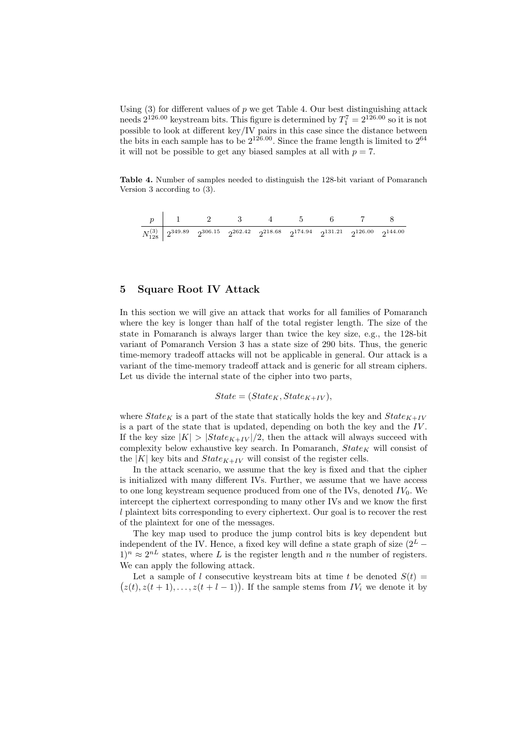Using (3) for different values of $p$ we get Table 4. Our best distinguishing attack needs $2^{126.00}$ keystream bits. This figure is determined by $T_1^7 = 2^{126.00}$ so it is not possible to look at different key/IV pairs in this case since the distance between the bits in each sample has to be $2^{126.00}$. Since the frame length is limited to $2^{64}$ it will not be possible to get any biased samples at all with $p = 7$.

**Table 4.** Number of samples needed to distinguish the 128-bit variant of Pomaranch Version 3 according to (3).

| $p$ | 1 | 2 | 3 | 4 | 5 | 6 | 7 | 8 |
|---|---|---|---|---|---|---|---|---|
| $N_{128}^{(3)}$ | $2^{349.89}$ | $2^{306.15}$ | $2^{262.42}$ | $2^{218.68}$ | $2^{174.94}$ | $2^{131.21}$ | $2^{126.00}$ | $2^{144.00}$ |

## 5 Square Root IV Attack

In this section we will give an attack that works for all families of Pomaranch where the key is longer than half of the total register length. The size of the state in Pomaranch is always larger than twice the key size, e.g., the 128-bit variant of Pomaranch Version 3 has a state size of 290 bits. Thus, the generic time-memory tradeoff attacks will not be applicable in general. Our attack is a variant of the time-memory tradeoff attack and is generic for all stream ciphers. Let us divide the internal state of the cipher into two parts,

$$State = (State_K, State_{K+IV}),$$

where $State_K$ is a part of the state that statically holds the key and $State_{K+IV}$ is a part of the state that is updated, depending on both the key and the $IV$. If the key size $|K| > |State_{K+IV}|/2$, then the attack will always succeed with complexity below exhaustive key search. In Pomaranch, $State_K$ will consist of the $|K|$ key bits and $State_{K+IV}$ will consist of the register cells.

In the attack scenario, we assume that the key is fixed and that the cipher is initialized with many different IVs. Further, we assume that we have access to one long keystream sequence produced from one of the IVs, denoted $IV_0$. We intercept the ciphertext corresponding to many other IVs and we know the first $l$ plaintext bits corresponding to every ciphertext. Our goal is to recover the rest of the plaintext for one of the messages.

The key map used to produce the jump control bits is key dependent but independent of the IV. Hence, a fixed key will define a state graph of size $(2^L - 1)^n \approx 2^{nL}$ states, where $L$ is the register length and $n$ the number of registers. We can apply the following attack.

Let a sample of $l$ consecutive keystream bits at time $t$ be denoted $S(t) = \big(z(t), z(t+1), \ldots, z(t+l-1)\big)$. If the sample stems from $IV_i$ we denote it by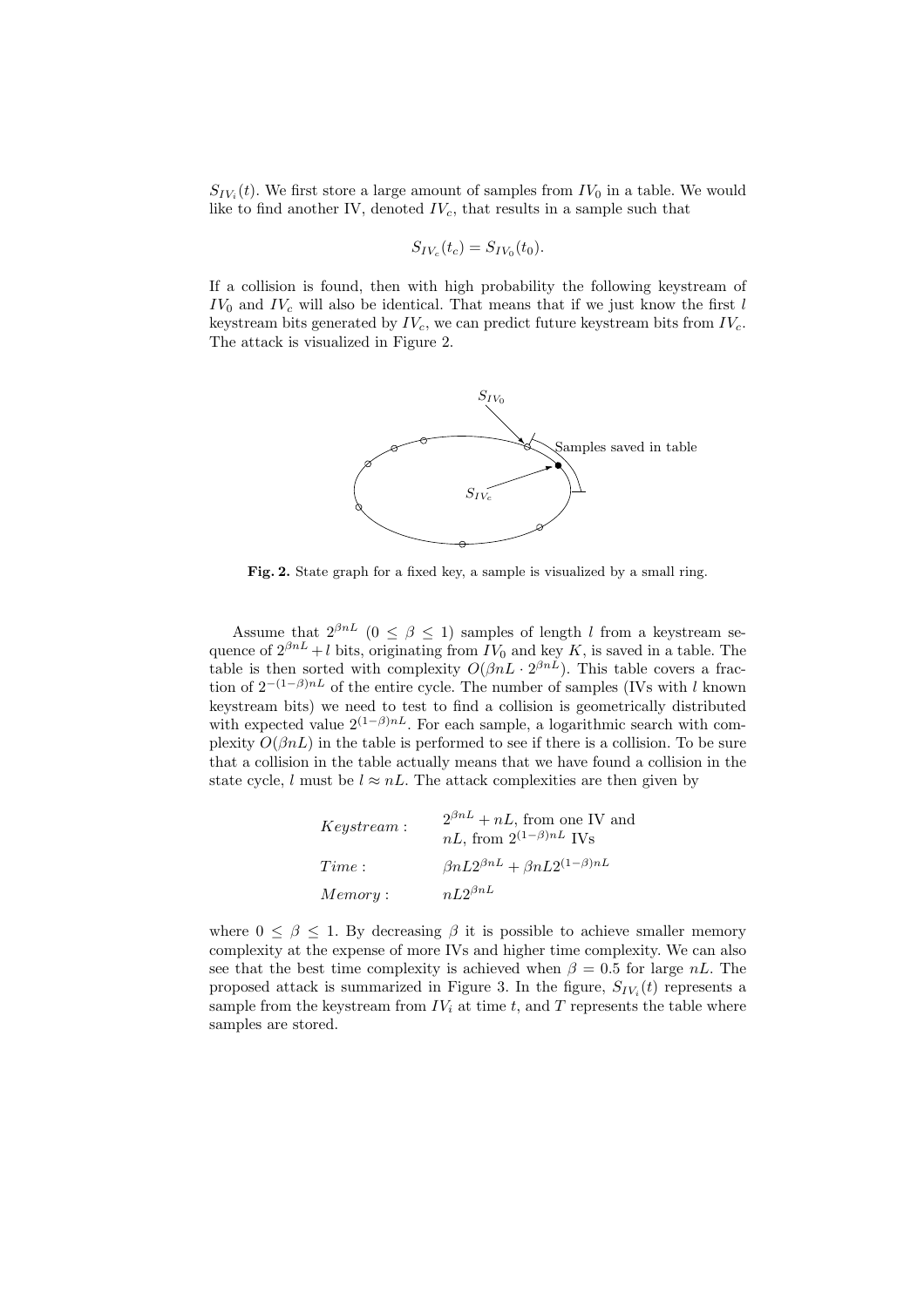$S_{IV_i}(t)$. We first store a large amount of samples from $IV_0$ in a table. We would like to find another IV, denoted $IV_c$, that results in a sample such that

$$S_{IV_c}(t_c) = S_{IV_0}(t_0).$$

If a collision is found, then with high probability the following keystream of $IV_0$ and $IV_c$ will also be identical. That means that if we just know the first $l$ keystream bits generated by $IV_c$, we can predict future keystream bits from $IV_c$. The attack is visualized in Figure 2.

**Fig. 2.** State graph for a fixed key, a sample is visualized by a small ring.

Assume that $2^{\beta nL}$ $(0 \leq \beta \leq 1)$ samples of length $l$ from a keystream sequence of $2^{\beta nL} + l$ bits, originating from $IV_0$ and key $K$, is saved in a table. The table is then sorted with complexity $O(\beta nL \cdot 2^{\beta nL})$. This table covers a fraction of $2^{-(1-\beta)nL}$ of the entire cycle. The number of samples (IVs with $l$ known keystream bits) we need to test to find a collision is geometrically distributed with expected value $2^{(1-\beta)nL}$. For each sample, a logarithmic search with complexity $O(\beta nL)$ in the table is performed to see if there is a collision. To be sure that a collision in the table actually means that we have found a collision in the state cycle, $l$ must be $l \approx nL$. The attack complexities are then given by

| | |
|---|---|
| $Keystream:$ | $2^{\beta nL} + nL$, from one IV and $nL$, from $2^{(1-\beta)nL}$ IVs |
| $Time:$ | $\beta nL 2^{\beta nL} + \beta nL 2^{(1-\beta)nL}$ |
| $Memory:$ | $nL 2^{\beta nL}$ |

where $0 \leq \beta \leq 1$. By decreasing $\beta$ it is possible to achieve smaller memory complexity at the expense of more IVs and higher time complexity. We can also see that the best time complexity is achieved when $\beta = 0.5$ for large $nL$. The proposed attack is summarized in Figure 3. In the figure, $S_{IV_i}(t)$ represents a sample from the keystream from $IV_i$ at time $t$, and $T$ represents the table where samples are stored.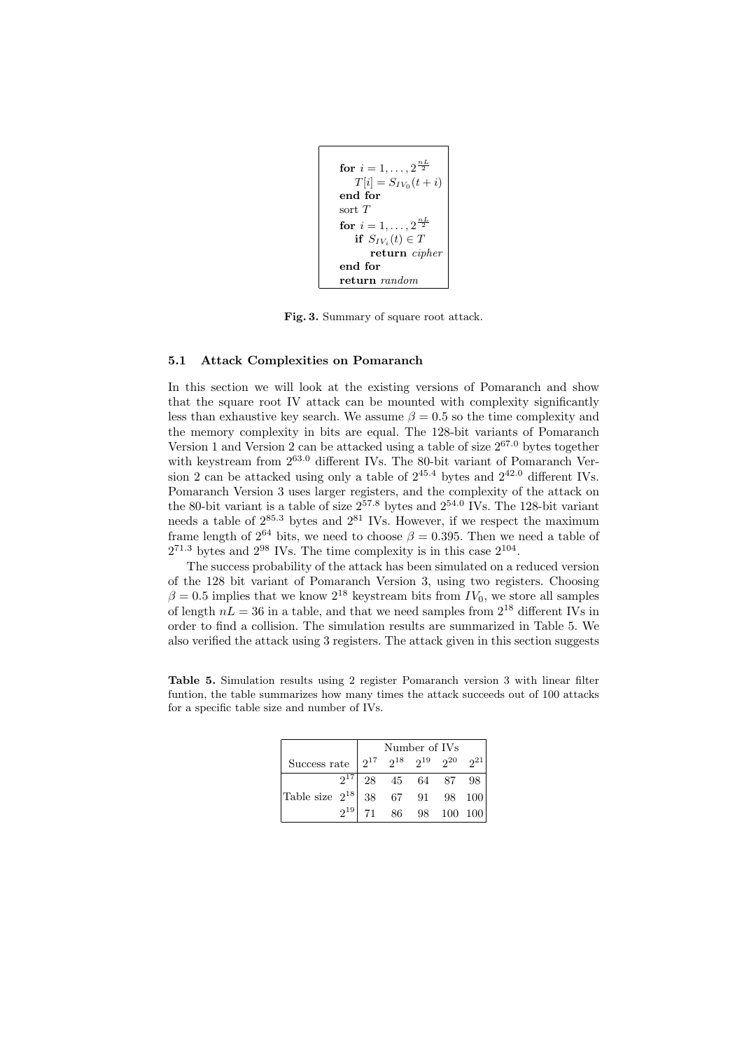```
for i = 1, ..., 2^(nL/2)
    T[i] = S_{IV_0}(t + i)
end for
sort T
for i = 1, ..., 2^(nL/2)
    if S_{IV_i}(t) ∈ T
        return cipher
end for
return random
```

**Fig. 3.** Summary of square root attack.

### 5.1 Attack Complexities on Pomaranch

In this section we will look at the existing versions of Pomaranch and show that the square root IV attack can be mounted with complexity significantly less than exhaustive key search. We assume $\beta = 0.5$ so the time complexity and the memory complexity in bits are equal. The 128-bit variants of Pomaranch Version 1 and Version 2 can be attacked using a table of size $2^{67.0}$ bytes together with keystream from $2^{63.0}$ different IVs. The 80-bit variant of Pomaranch Version 2 can be attacked using only a table of $2^{45.4}$ bytes and $2^{42.0}$ different IVs. Pomaranch Version 3 uses larger registers, and the complexity of the attack on the 80-bit variant is a table of size $2^{57.8}$ bytes and $2^{54.0}$ IVs. The 128-bit variant needs a table of $2^{85.3}$ bytes and $2^{81}$ IVs. However, if we respect the maximum frame length of $2^{64}$ bits, we need to choose $\beta = 0.395$. Then we need a table of $2^{71.3}$ bytes and $2^{98}$ IVs. The time complexity is in this case $2^{104}$.

The success probability of the attack has been simulated on a reduced version of the 128 bit variant of Pomaranch Version 3, using two registers. Choosing $\beta = 0.5$ implies that we know $2^{18}$ keystream bits from $IV_0$, we store all samples of length $nL = 36$ in a table, and that we need samples from $2^{18}$ different IVs in order to find a collision. The simulation results are summarized in Table 5. We also verified the attack using 3 registers. The attack given in this section suggests

**Table 5.** Simulation results using 2 register Pomaranch version 3 with linear filter funtion, the table summarizes how many times the attack succeeds out of 100 attacks for a specific table size and number of IVs.

| Success rate | Number of IVs $2^{17}$ | $2^{18}$ | $2^{19}$ | $2^{20}$ | $2^{21}$ |
|---|---|---|---|---|---|
| Table size $2^{17}$ | 28 | 45 | 64 | 87 | 98 |
| Table size $2^{18}$ | 38 | 67 | 91 | 98 | 100 |
| Table size $2^{19}$ | 71 | 86 | 98 | 100 | 100 |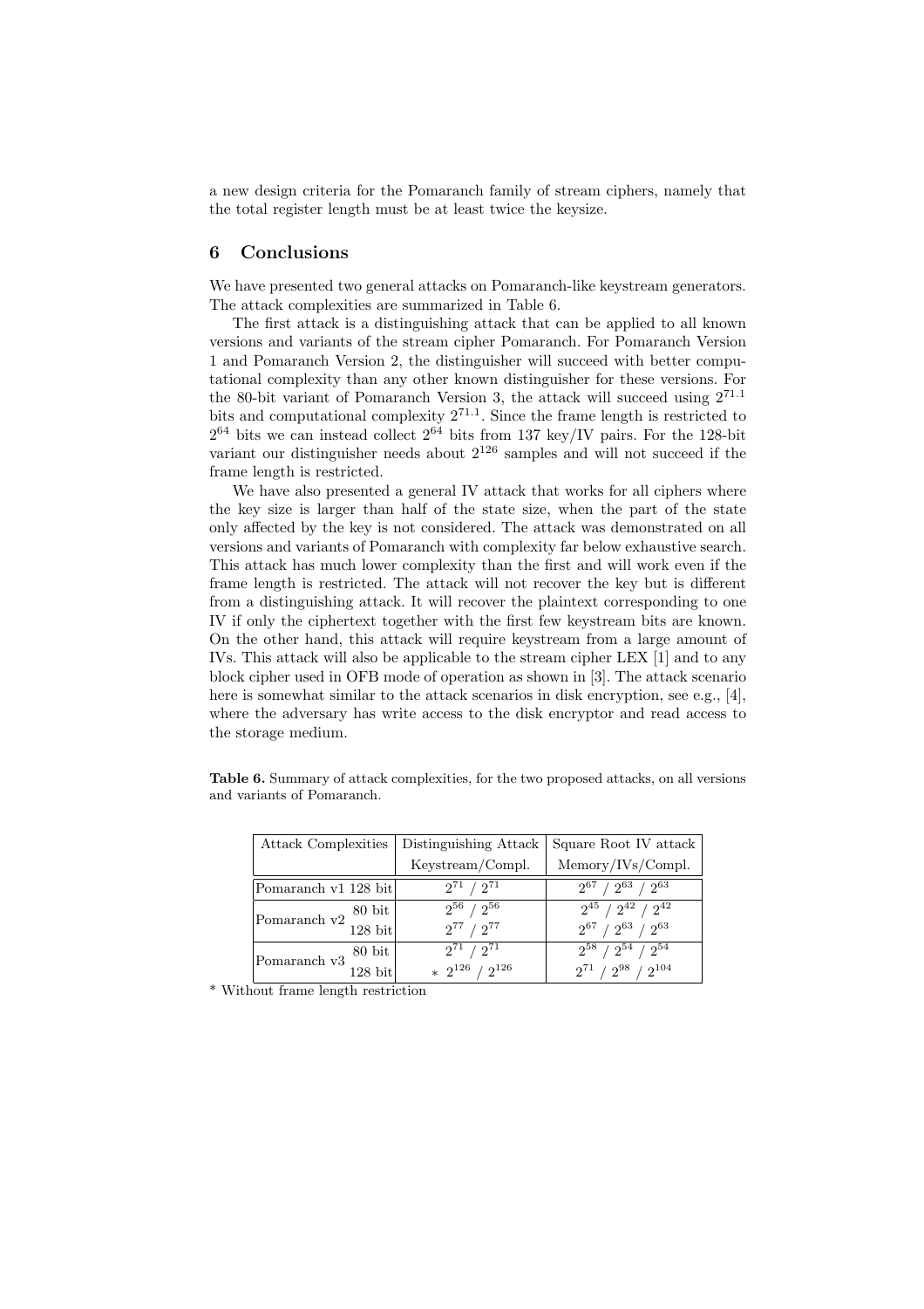a new design criteria for the Pomaranch family of stream ciphers, namely that the total register length must be at least twice the keysize.

## 6 Conclusions

We have presented two general attacks on Pomaranch-like keystream generators. The attack complexities are summarized in Table 6.

The first attack is a distinguishing attack that can be applied to all known versions and variants of the stream cipher Pomaranch. For Pomaranch Version 1 and Pomaranch Version 2, the distinguisher will succeed with better computational complexity than any other known distinguisher for these versions. For the 80-bit variant of Pomaranch Version 3, the attack will succeed using $2^{71.1}$ bits and computational complexity $2^{71.1}$. Since the frame length is restricted to $2^{64}$ bits we can instead collect $2^{64}$ bits from 137 key/IV pairs. For the 128-bit variant our distinguisher needs about $2^{126}$ samples and will not succeed if the frame length is restricted.

We have also presented a general IV attack that works for all ciphers where the key size is larger than half of the state size, when the part of the state only affected by the key is not considered. The attack was demonstrated on all versions and variants of Pomaranch with complexity far below exhaustive search. This attack has much lower complexity than the first and will work even if the frame length is restricted. The attack will not recover the key but is different from a distinguishing attack. It will recover the plaintext corresponding to one IV if only the ciphertext together with the first few keystream bits are known. On the other hand, this attack will require keystream from a large amount of IVs. This attack will also be applicable to the stream cipher LEX [1] and to any block cipher used in OFB mode of operation as shown in [3]. The attack scenario here is somewhat similar to the attack scenarios in disk encryption, see e.g., [4], where the adversary has write access to the disk encryptor and read access to the storage medium.

**Table 6.** Summary of attack complexities, for the two proposed attacks, on all versions and variants of Pomaranch.

| Attack Complexities | | Distinguishing Attack | Square Root IV attack |
|---|---|---|---|
| | | Keystream/Compl. | Memory/IVs/Compl. |
| Pomaranch v1 | 128 bit | $2^{71}$ / $2^{71}$ | $2^{67}$ / $2^{63}$ / $2^{63}$ |
| Pomaranch v2 | 80 bit | $2^{56}$ / $2^{56}$ | $2^{45}$ / $2^{42}$ / $2^{42}$ |
| | 128 bit | $2^{77}$ / $2^{77}$ | $2^{67}$ / $2^{63}$ / $2^{63}$ |
| Pomaranch v3 | 80 bit | $2^{71}$ / $2^{71}$ | $2^{58}$ / $2^{54}$ / $2^{54}$ |
| | 128 bit | * $2^{126}$ / $2^{126}$ | $2^{71}$ / $2^{98}$ / $2^{104}$ |

* Without frame length restriction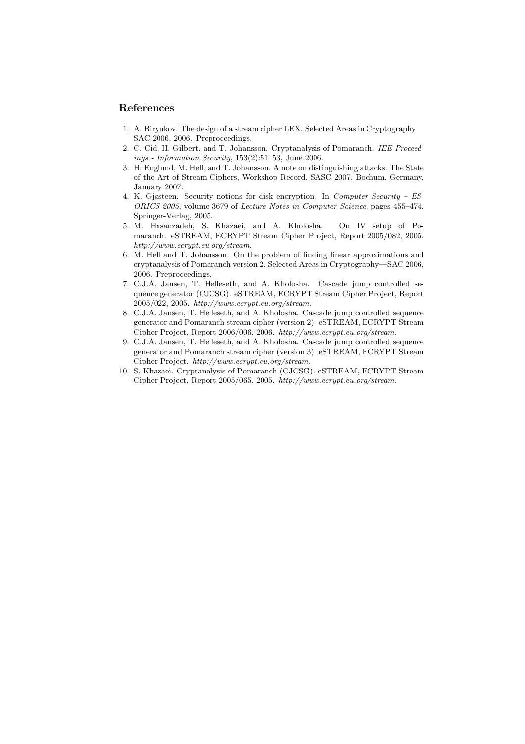## References

1. A. Biryukov. The design of a stream cipher LEX. Selected Areas in Cryptography—SAC 2006, 2006. Preproceedings.
2. C. Cid, H. Gilbert, and T. Johansson. Cryptanalysis of Pomaranch. *IEE Proceedings - Information Security*, 153(2):51–53, June 2006.
3. H. Englund, M. Hell, and T. Johansson. A note on distinguishing attacks. The State of the Art of Stream Ciphers, Workshop Record, SASC 2007, Bochum, Germany, January 2007.
4. K. Gjøsteen. Security notions for disk encryption. In *Computer Security – ESORICS 2005*, volume 3679 of *Lecture Notes in Computer Science*, pages 455–474. Springer-Verlag, 2005.
5. M. Hasanzadeh, S. Khazaei, and A. Kholosha. On IV setup of Pomaranch. eSTREAM, ECRYPT Stream Cipher Project, Report 2005/082, 2005. *http://www.ecrypt.eu.org/stream*.
6. M. Hell and T. Johansson. On the problem of finding linear approximations and cryptanalysis of Pomaranch version 2. Selected Areas in Cryptography—SAC 2006, 2006. Preproceedings.
7. C.J.A. Jansen, T. Helleseth, and A. Kholosha. Cascade jump controlled sequence generator (CJCSG). eSTREAM, ECRYPT Stream Cipher Project, Report 2005/022, 2005. *http://www.ecrypt.eu.org/stream*.
8. C.J.A. Jansen, T. Helleseth, and A. Kholosha. Cascade jump controlled sequence generator and Pomaranch stream cipher (version 2). eSTREAM, ECRYPT Stream Cipher Project, Report 2006/006, 2006. *http://www.ecrypt.eu.org/stream*.
9. C.J.A. Jansen, T. Helleseth, and A. Kholosha. Cascade jump controlled sequence generator and Pomaranch stream cipher (version 3). eSTREAM, ECRYPT Stream Cipher Project. *http://www.ecrypt.eu.org/stream*.
10. S. Khazaei. Cryptanalysis of Pomaranch (CJCSG). eSTREAM, ECRYPT Stream Cipher Project, Report 2005/065, 2005. *http://www.ecrypt.eu.org/stream*.